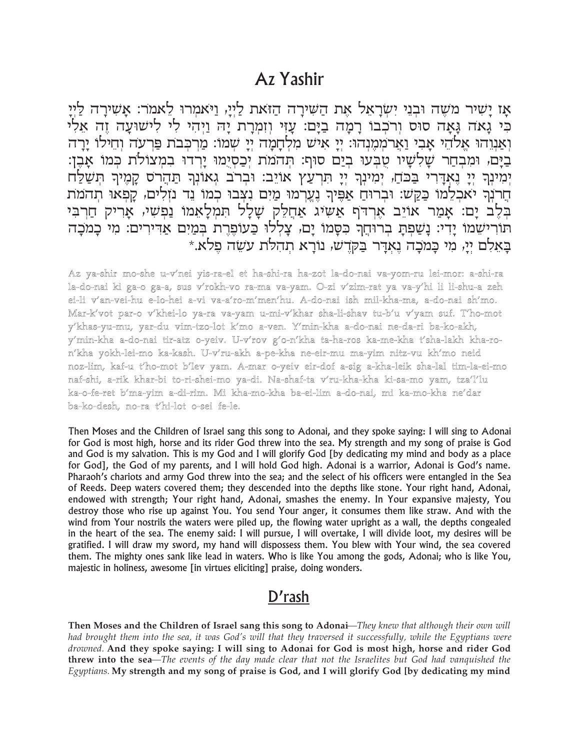# Az Yashir

אָז יָשִׁיר מֹשֶׁה וּבְנֵי יִשְׂרָאֵל אֶת הַשִּׁירָה הַזֹּאת לַייָ, וַיֹּאמְרוּ לֵאמֹר: אָשִׁירָה לַייָ כִּי גָאֹה גָּאָה סוּס וְרֹכְבוֹ רָמָה בַיָּם: עָזִּי וְזִמְרָת יָהּ וַיְהִי לִי לִישׁוּעָה זֶה אֵלִי וְאַנְוֵהוּ אֱלֹהֵי אָבִי וַאֲרֹמְמֶנְהוּ: יְיָ אִישׁ מִלְחָמָה יְיָ שְׁמוֹ: מַרְכְּבֹת פַּרְעֹה וְחֵילוֹ יָרָה בַיָּם, וּמִבְחַר שָׁלִשָׁיו טֻבְּעוּ בְיַם סוּף: תְּהֹמֹת יְכַסְיֻמוּ יָרְדוּ בִמְצוֹלֹת כְּמוֹ אָבֶן: יְמִינְךָ יְיָ נֶאְדָּרִי בַּכֹּחַ, יְמִינְךָ יְיָ תִּרְעַץ אוֹיֵב: וּבְרֹב גְּאוֹנְךָ תַּהֲרֹס קָמֶיךָ תְּשַׁלַּח חֲרֹנְךָ יֹאכְלֵמוֹ כַּקַּשׁ: וּבְרוּחַ אַפֶּיךָ נֶעֶרְמוּ מַיִם נִצְּבוּ כְמוֹ נֵד נֹזְלִים, קָפְאוּ תְהֹמֹת בְּלֶב יָם: אָמַר אוֹיֵב אֶרְדֹּף אַשִּׂיג אֲחַלֵּק שָׁלָל תִּמְלָאֵמוֹ נַפְשִׁי, אָרִיק חַרְבִּי תּוֹרִישֵׁמוֹ יָדִי: נָשַׁפְתָּ בְרוּחֲךָ כִּסָּמוֹ יָם, צָלְלוּ כַּעוֹפֶרֶת בְּמַיִם אַדִּירִים: מִי כָמֹכָה בָּאֵלִם יְיָ, מִי כָּמֹכָה נֶאְדָּר בַּקֹּדֶשׁ, נוֹרָא תְהִלֹּת עֹשֵׂה פֶלֶא.*

Az ya-shir mo-she u-v'nei yis-ra-el et ha-shi-ra ha-zot la-do-nai va-yom-ru lei-mor: a-shi-ra la-do-nai ki ga-o ga-a, sus v'rokh-vo ra-ma va-yam. O-zi v'zim-rat ya va-y'hi li li-shu-a zeh ei-li v'an-vei-hu e-lo-hei a-vi va-a'ro-m'men'hu. A-do-nai ish mil-kha-ma, a-do-nai sh'mo. Mar-k'vot par-o v'khei-lo ya-ra va-yam u-mi-v'khar sha-li-shav tu-b'u v'yam suf. T'ho-mot y'khas-yu-mu, yar-du vim-tzo-lot k'mo a-ven. Y'min-kha a-do-nai ne-da-ri ba-ko-akh, y'min-kha a-do-nai tir-atz o-yeiv. U-v'rov g'o-n'kha ta-ha-ros ka-me-kha t'sha-lakh kha-ro-n'kha yokh-lei-mo ka-kash. U-v'ru-akh a-pe-kha ne-eir-mu ma-yim nitz-vu kh'mo neid noz-lim, kaf-u t'ho-mot b'lev yam. A-mar o-yeiv eir-dof a-sig a-kha-leik sha-lal tim-la-ei-mo naf-shi, a-rik khar-bi to-ri-shei-mo ya-di. Na-shaf-ta v'ru-kha-kha ki-sa-mo yam, tza'l'lu ka-o-fe-ret b'ma-yim a-di-rim. Mi kha-mo-kha ba-ei-lim a-do-nai, mi ka-mo-kha ne'dar ba-ko-desh, no-ra t'hi-lot o-sei fe-le.

Then Moses and the Children of Israel sang this song to Adonai, and they spoke saying: I will sing to Adonai for God is most high, horse and its rider God threw into the sea. My strength and my song of praise is God and God is my salvation. This is my God and I will glorify God [by dedicating my mind and body as a place for God], the God of my parents, and I will hold God high. Adonai is a warrior, Adonai is God's name. Pharaoh's chariots and army God threw into the sea; and the select of his officers were entangled in the Sea of Reeds. Deep waters covered them; they descended into the depths like stone. Your right hand, Adonai, endowed with strength; Your right hand, Adonai, smashes the enemy. In Your expansive majesty, You destroy those who rise up against You. You send Your anger, it consumes them like straw. And with the wind from Your nostrils the waters were piled up, the flowing water upright as a wall, the depths congealed in the heart of the sea. The enemy said: I will pursue, I will overtake, I will divide loot, my desires will be gratified. I will draw my sword, my hand will dispossess them. You blew with Your wind, the sea covered them. The mighty ones sank like lead in waters. Who is like You among the gods, Adonai; who is like You, majestic in holiness, awesome [in virtues eliciting] praise, doing wonders.

## D'rash

**Then Moses and the Children of Israel sang this song to Adonai**—*They knew that although their own will had brought them into the sea, it was God's will that they traversed it successfully, while the Egyptians were drowned.* **And they spoke saying: I will sing to Adonai for God is most high, horse and rider God threw into the sea**—*The events of the day made clear that not the Israelites but God had vanquished the Egyptians.* **My strength and my song of praise is God, and I will glorify God [by dedicating my mind**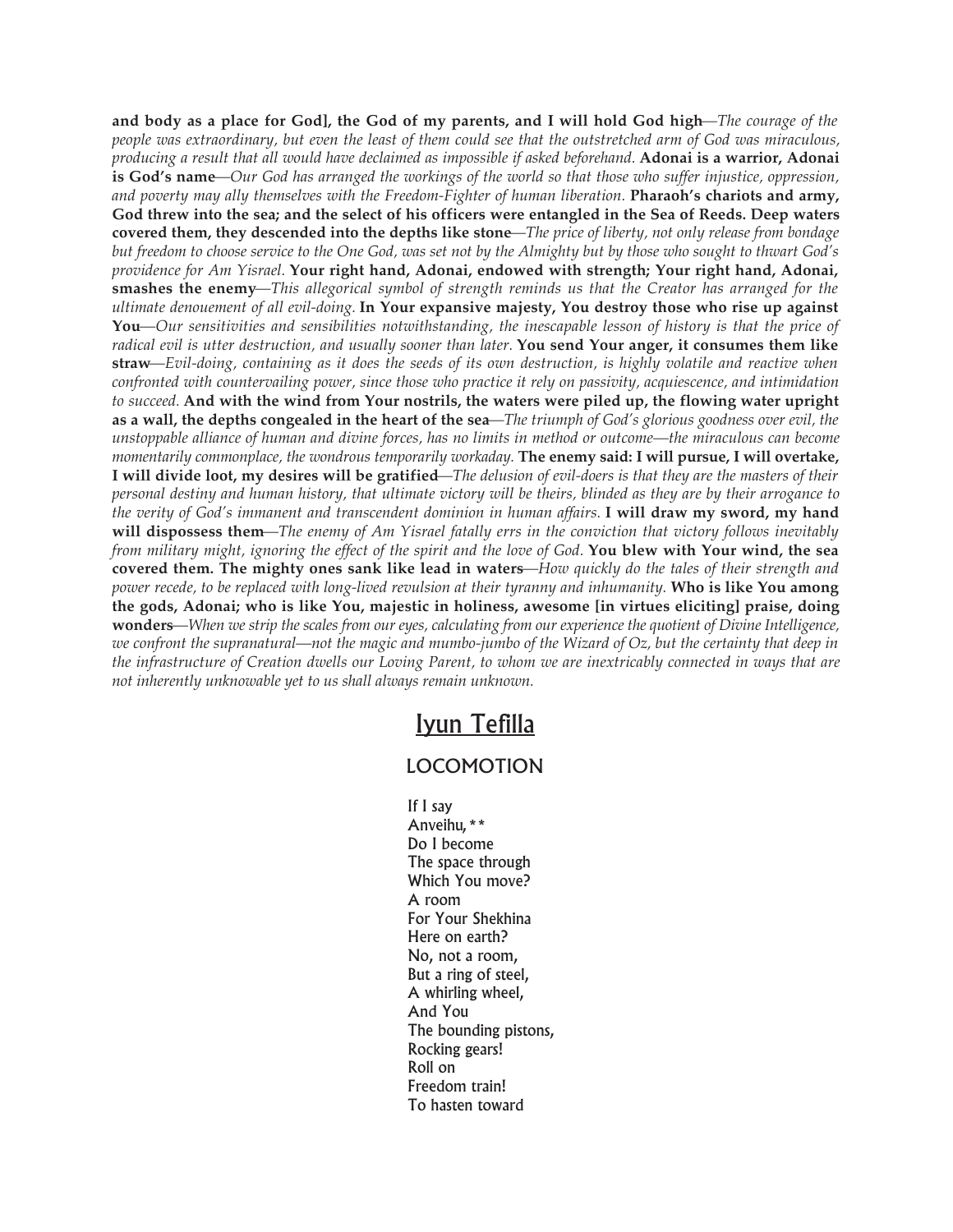**and body as a place for God], the God of my parents, and I will hold God high**—*The courage of the people was extraordinary, but even the least of them could see that the outstretched arm of God was miraculous, producing a result that all would have declaimed as impossible if asked beforehand.* **Adonai is a warrior, Adonai is God's name**—*Our God has arranged the workings of the world so that those who suffer injustice, oppression, and poverty may ally themselves with the Freedom-Fighter of human liberation.* **Pharaoh's chariots and army, God threw into the sea; and the select of his officers were entangled in the Sea of Reeds. Deep waters covered them, they descended into the depths like stone**—*The price of liberty, not only release from bondage but freedom to choose service to the One God, was set not by the Almighty but by those who sought to thwart God's providence for Am Yisrael.* **Your right hand, Adonai, endowed with strength; Your right hand, Adonai, smashes the enemy**—*This allegorical symbol of strength reminds us that the Creator has arranged for the ultimate denouement of all evil-doing.* **In Your expansive majesty, You destroy those who rise up against You**—*Our sensitivities and sensibilities notwithstanding, the inescapable lesson of history is that the price of radical evil is utter destruction, and usually sooner than later.* **You send Your anger, it consumes them like straw**—*Evil-doing, containing as it does the seeds of its own destruction, is highly volatile and reactive when confronted with countervailing power, since those who practice it rely on passivity, acquiescence, and intimidation to succeed.* **And with the wind from Your nostrils, the waters were piled up, the flowing water upright as a wall, the depths congealed in the heart of the sea**—*The triumph of God's glorious goodness over evil, the unstoppable alliance of human and divine forces, has no limits in method or outcome—the miraculous can become momentarily commonplace, the wondrous temporarily workaday.* **The enemy said: I will pursue, I will overtake, I will divide loot, my desires will be gratified**—*The delusion of evil-doers is that they are the masters of their personal destiny and human history, that ultimate victory will be theirs, blinded as they are by their arrogance to the verity of God's immanent and transcendent dominion in human affairs.* **I will draw my sword, my hand will dispossess them**—*The enemy of Am Yisrael fatally errs in the conviction that victory follows inevitably from military might, ignoring the effect of the spirit and the love of God.* **You blew with Your wind, the sea covered them. The mighty ones sank like lead in waters**—*How quickly do the tales of their strength and power recede, to be replaced with long-lived revulsion at their tyranny and inhumanity.* **Who is like You among the gods, Adonai; who is like You, majestic in holiness, awesome [in virtues eliciting] praise, doing wonders**—*When we strip the scales from our eyes, calculating from our experience the quotient of Divine Intelligence, we confront the supranatural—not the magic and mumbo-jumbo of the Wizard of Oz, but the certainty that deep in the infrastructure of Creation dwells our Loving Parent, to whom we are inextricably connected in ways that are not inherently unknowable yet to us shall always remain unknown.*

## Iyun Tefilla

### LOCOMOTION

If I say  
Anveihu,**  
Do I become  
The space through  
Which You move?  
A room  
For Your Shekhina  
Here on earth?  
No, not a room,  
But a ring of steel,  
A whirling wheel,  
And You  
The bounding pistons,  
Rocking gears!  
Roll on  
Freedom train!  
To hasten toward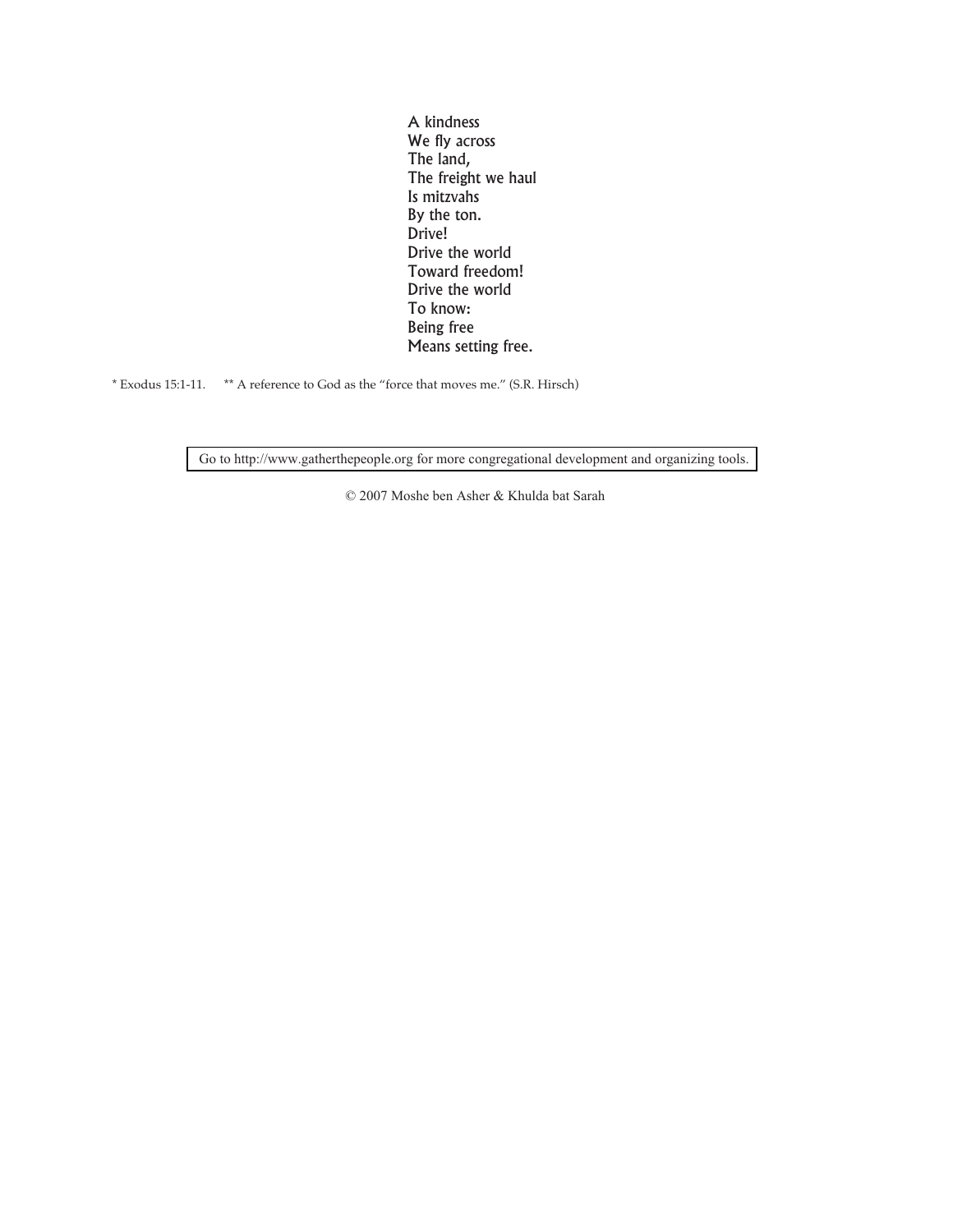A kindness  
We fly across  
The land,  
The freight we haul  
Is mitzvahs  
By the ton.  
Drive!  
Drive the world  
Toward freedom!  
Drive the world  
To know:  
Being free  
Means setting free.

* Exodus 15:1-11. ** A reference to God as the "force that moves me." (S.R. Hirsch)

Go to http://www.gatherthepeople.org for more congregational development and organizing tools.

© 2007 Moshe ben Asher & Khulda bat Sarah